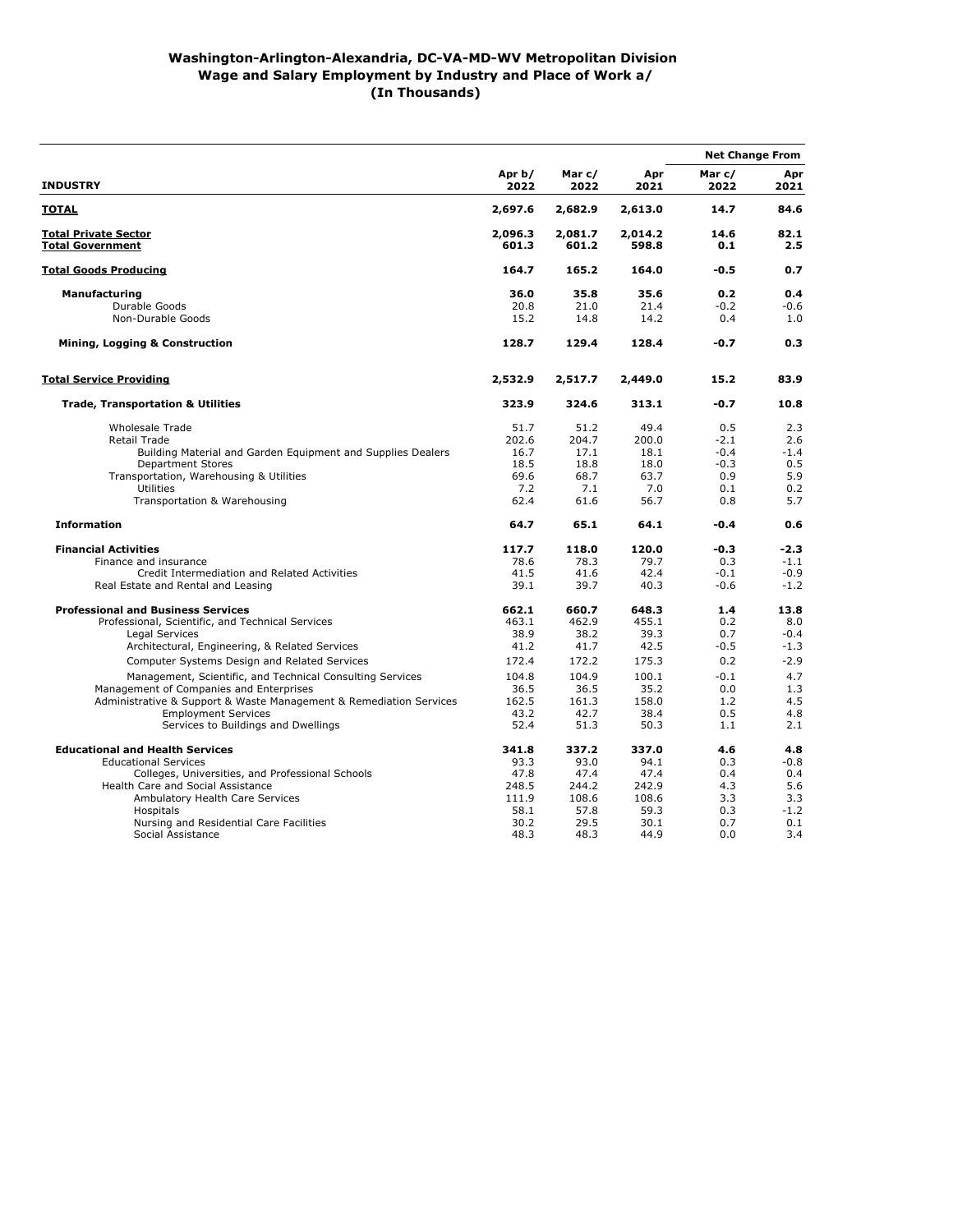## Washington-Arlington-Alexandria, DC-VA-MD-WV Metropolitan Division
## Wage and Salary Employment by Industry and Place of Work a/
## (In Thousands)

| INDUSTRY | Apr b/ 2022 | Mar c/ 2022 | Apr 2021 | Net Change From Mar c/ 2022 | Net Change From Apr 2021 |
|---|---|---|---|---|---|
| **TOTAL** | **2,697.6** | **2,682.9** | **2,613.0** | **14.7** | **84.6** |
| **Total Private Sector** | **2,096.3** | **2,081.7** | **2,014.2** | **14.6** | **82.1** |
| **Total Government** | **601.3** | **601.2** | **598.8** | **0.1** | **2.5** |
| **Total Goods Producing** | **164.7** | **165.2** | **164.0** | **-0.5** | **0.7** |
| **Manufacturing** | **36.0** | **35.8** | **35.6** | **0.2** | **0.4** |
| Durable Goods | 20.8 | 21.0 | 21.4 | -0.2 | -0.6 |
| Non-Durable Goods | 15.2 | 14.8 | 14.2 | 0.4 | 1.0 |
| **Mining, Logging & Construction** | **128.7** | **129.4** | **128.4** | **-0.7** | **0.3** |
| **Total Service Providing** | **2,532.9** | **2,517.7** | **2,449.0** | **15.2** | **83.9** |
| **Trade, Transportation & Utilities** | **323.9** | **324.6** | **313.1** | **-0.7** | **10.8** |
| Wholesale Trade | 51.7 | 51.2 | 49.4 | 0.5 | 2.3 |
| Retail Trade | 202.6 | 204.7 | 200.0 | -2.1 | 2.6 |
| Building Material and Garden Equipment and Supplies Dealers | 16.7 | 17.1 | 18.1 | -0.4 | -1.4 |
| Department Stores | 18.5 | 18.8 | 18.0 | -0.3 | 0.5 |
| Transportation, Warehousing & Utilities | 69.6 | 68.7 | 63.7 | 0.9 | 5.9 |
| Utilities | 7.2 | 7.1 | 7.0 | 0.1 | 0.2 |
| Transportation & Warehousing | 62.4 | 61.6 | 56.7 | 0.8 | 5.7 |
| **Information** | **64.7** | **65.1** | **64.1** | **-0.4** | **0.6** |
| **Financial Activities** | **117.7** | **118.0** | **120.0** | **-0.3** | **-2.3** |
| Finance and insurance | 78.6 | 78.3 | 79.7 | 0.3 | -1.1 |
| Credit Intermediation and Related Activities | 41.5 | 41.6 | 42.4 | -0.1 | -0.9 |
| Real Estate and Rental and Leasing | 39.1 | 39.7 | 40.3 | -0.6 | -1.2 |
| **Professional and Business Services** | **662.1** | **660.7** | **648.3** | **1.4** | **13.8** |
| Professional, Scientific, and Technical Services | 463.1 | 462.9 | 455.1 | 0.2 | 8.0 |
| Legal Services | 38.9 | 38.2 | 39.3 | 0.7 | -0.4 |
| Architectural, Engineering, & Related Services | 41.2 | 41.7 | 42.5 | -0.5 | -1.3 |
| Computer Systems Design and Related Services | 172.4 | 172.2 | 175.3 | 0.2 | -2.9 |
| Management, Scientific, and Technical Consulting Services | 104.8 | 104.9 | 100.1 | -0.1 | 4.7 |
| Management of Companies and Enterprises | 36.5 | 36.5 | 35.2 | 0.0 | 1.3 |
| Administrative & Support & Waste Management & Remediation Services | 162.5 | 161.3 | 158.0 | 1.2 | 4.5 |
| Employment Services | 43.2 | 42.7 | 38.4 | 0.5 | 4.8 |
| Services to Buildings and Dwellings | 52.4 | 51.3 | 50.3 | 1.1 | 2.1 |
| **Educational and Health Services** | **341.8** | **337.2** | **337.0** | **4.6** | **4.8** |
| Educational Services | 93.3 | 93.0 | 94.1 | 0.3 | -0.8 |
| Colleges, Universities, and Professional Schools | 47.8 | 47.4 | 47.4 | 0.4 | 0.4 |
| Health Care and Social Assistance | 248.5 | 244.2 | 242.9 | 4.3 | 5.6 |
| Ambulatory Health Care Services | 111.9 | 108.6 | 108.6 | 3.3 | 3.3 |
| Hospitals | 58.1 | 57.8 | 59.3 | 0.3 | -1.2 |
| Nursing and Residential Care Facilities | 30.2 | 29.5 | 30.1 | 0.7 | 0.1 |
| Social Assistance | 48.3 | 48.3 | 44.9 | 0.0 | 3.4 |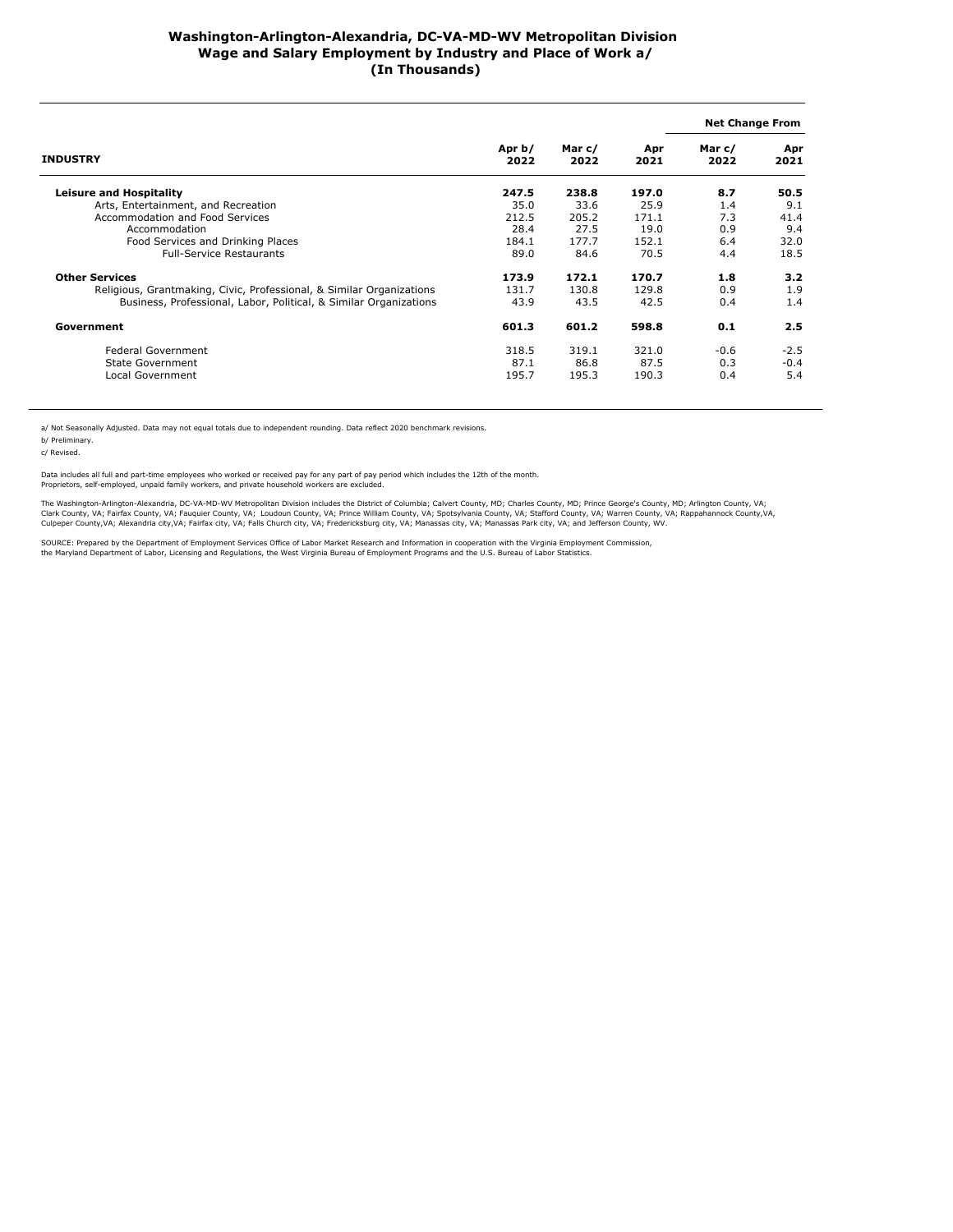**Washington-Arlington-Alexandria, DC-VA-MD-WV Metropolitan Division**
**Wage and Salary Employment by Industry and Place of Work a/**
**(In Thousands)**

| INDUSTRY | Apr b/ 2022 | Mar c/ 2022 | Apr 2021 | Net Change From Mar c/ 2022 | Net Change From Apr 2021 |
|---|---|---|---|---|---|
| **Leisure and Hospitality** | **247.5** | **238.8** | **197.0** | **8.7** | **50.5** |
| Arts, Entertainment, and Recreation | 35.0 | 33.6 | 25.9 | 1.4 | 9.1 |
| Accommodation and Food Services | 212.5 | 205.2 | 171.1 | 7.3 | 41.4 |
| Accommodation | 28.4 | 27.5 | 19.0 | 0.9 | 9.4 |
| Food Services and Drinking Places | 184.1 | 177.7 | 152.1 | 6.4 | 32.0 |
| Full-Service Restaurants | 89.0 | 84.6 | 70.5 | 4.4 | 18.5 |
| **Other Services** | **173.9** | **172.1** | **170.7** | **1.8** | **3.2** |
| Religious, Grantmaking, Civic, Professional, & Similar Organizations | 131.7 | 130.8 | 129.8 | 0.9 | 1.9 |
| Business, Professional, Labor, Political, & Similar Organizations | 43.9 | 43.5 | 42.5 | 0.4 | 1.4 |
| **Government** | **601.3** | **601.2** | **598.8** | **0.1** | **2.5** |
| Federal Government | 318.5 | 319.1 | 321.0 | -0.6 | -2.5 |
| State Government | 87.1 | 86.8 | 87.5 | 0.3 | -0.4 |
| Local Government | 195.7 | 195.3 | 190.3 | 0.4 | 5.4 |

a/ Not Seasonally Adjusted. Data may not equal totals due to independent rounding. Data reflect 2020 benchmark revisions.

b/ Preliminary.

c/ Revised.

Data includes all full and part-time employees who worked or received pay for any part of pay period which includes the 12th of the month.
Proprietors, self-employed, unpaid family workers, and private household workers are excluded.

The Washington-Arlington-Alexandria, DC-VA-MD-WV Metropolitan Division includes the District of Columbia; Calvert County, MD; Charles County, MD; Prince George's County, MD; Arlington County, VA; Clark County, VA; Fairfax County, VA; Fauquier County, VA; Loudoun County, VA; Prince William County, VA; Spotsylvania County, VA; Stafford County, VA; Warren County, VA; Rappahannock County,VA, Culpeper County,VA; Alexandria city,VA; Fairfax city, VA; Falls Church city, VA; Fredericksburg city, VA; Manassas city, VA; Manassas Park city, VA; and Jefferson County, WV.

SOURCE: Prepared by the Department of Employment Services Office of Labor Market Research and Information in cooperation with the Virginia Employment Commission, the Maryland Department of Labor, Licensing and Regulations, the West Virginia Bureau of Employment Programs and the U.S. Bureau of Labor Statistics.